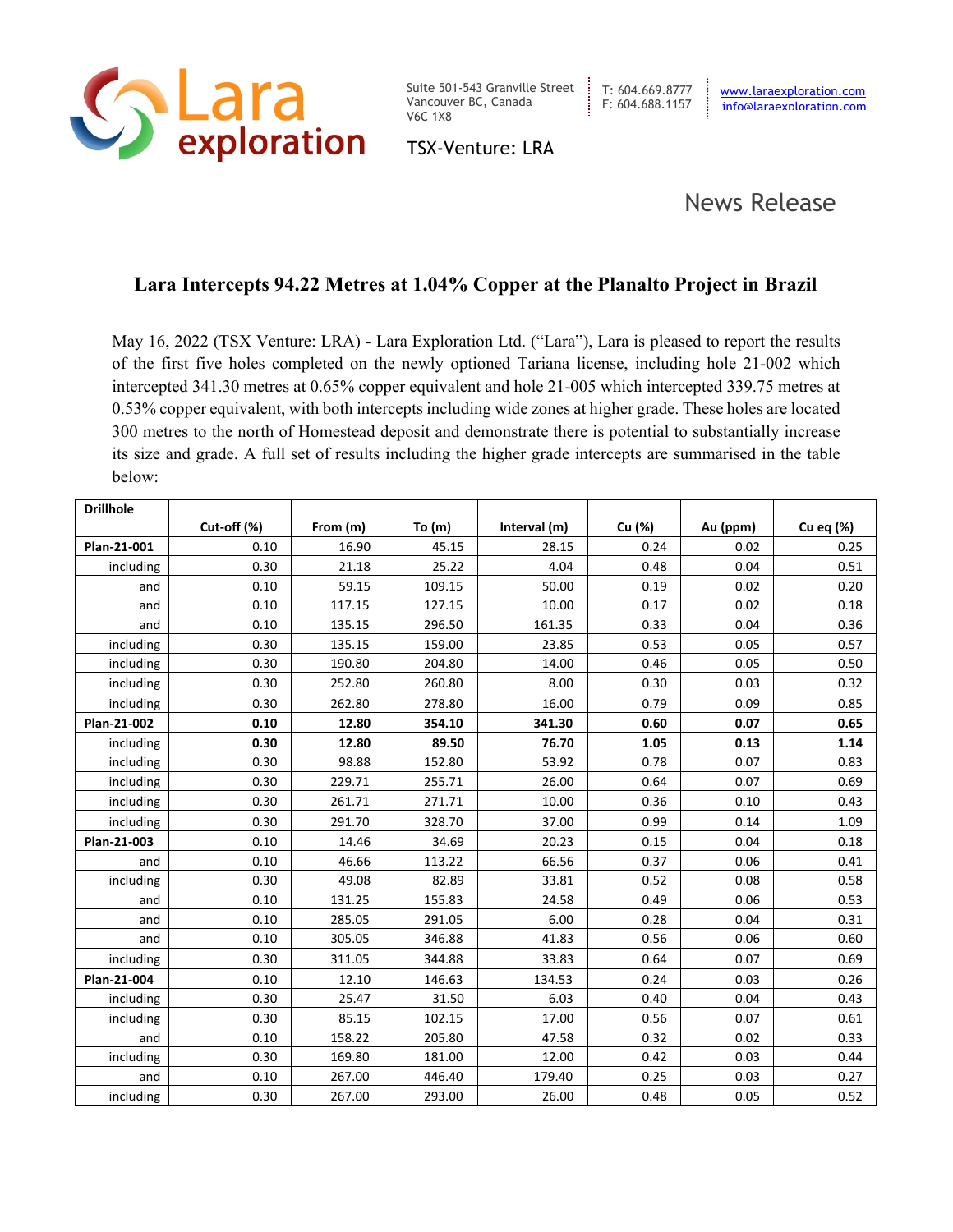Lara exploration

Suite 501-543 Granville Street
Vancouver BC, Canada
V6C 1X8

T: 604.669.8777
F: 604.688.1157

www.laraexploration.com
info@laraexploration.com

TSX-Venture: LRA

News Release

## Lara Intercepts 94.22 Metres at 1.04% Copper at the Planalto Project in Brazil

May 16, 2022 (TSX Venture: LRA) - Lara Exploration Ltd. ("Lara"), Lara is pleased to report the results of the first five holes completed on the newly optioned Tariana license, including hole 21-002 which intercepted 341.30 metres at 0.65% copper equivalent and hole 21-005 which intercepted 339.75 metres at 0.53% copper equivalent, with both intercepts including wide zones at higher grade. These holes are located 300 metres to the north of Homestead deposit and demonstrate there is potential to substantially increase its size and grade. A full set of results including the higher grade intercepts are summarised in the table below:

| Drillhole | Cut-off (%) | From (m) | To (m) | Interval (m) | Cu (%) | Au (ppm) | Cu eq (%) |
|---|---|---|---|---|---|---|---|
| **Plan-21-001** | 0.10 | 16.90 | 45.15 | 28.15 | 0.24 | 0.02 | 0.25 |
| including | 0.30 | 21.18 | 25.22 | 4.04 | 0.48 | 0.04 | 0.51 |
| and | 0.10 | 59.15 | 109.15 | 50.00 | 0.19 | 0.02 | 0.20 |
| and | 0.10 | 117.15 | 127.15 | 10.00 | 0.17 | 0.02 | 0.18 |
| and | 0.10 | 135.15 | 296.50 | 161.35 | 0.33 | 0.04 | 0.36 |
| including | 0.30 | 135.15 | 159.00 | 23.85 | 0.53 | 0.05 | 0.57 |
| including | 0.30 | 190.80 | 204.80 | 14.00 | 0.46 | 0.05 | 0.50 |
| including | 0.30 | 252.80 | 260.80 | 8.00 | 0.30 | 0.03 | 0.32 |
| including | 0.30 | 262.80 | 278.80 | 16.00 | 0.79 | 0.09 | 0.85 |
| **Plan-21-002** | **0.10** | **12.80** | **354.10** | **341.30** | **0.60** | **0.07** | **0.65** |
| including | **0.30** | **12.80** | **89.50** | **76.70** | **1.05** | **0.13** | **1.14** |
| including | 0.30 | 98.88 | 152.80 | 53.92 | 0.78 | 0.07 | 0.83 |
| including | 0.30 | 229.71 | 255.71 | 26.00 | 0.64 | 0.07 | 0.69 |
| including | 0.30 | 261.71 | 271.71 | 10.00 | 0.36 | 0.10 | 0.43 |
| including | 0.30 | 291.70 | 328.70 | 37.00 | 0.99 | 0.14 | 1.09 |
| **Plan-21-003** | 0.10 | 14.46 | 34.69 | 20.23 | 0.15 | 0.04 | 0.18 |
| and | 0.10 | 46.66 | 113.22 | 66.56 | 0.37 | 0.06 | 0.41 |
| including | 0.30 | 49.08 | 82.89 | 33.81 | 0.52 | 0.08 | 0.58 |
| and | 0.10 | 131.25 | 155.83 | 24.58 | 0.49 | 0.06 | 0.53 |
| and | 0.10 | 285.05 | 291.05 | 6.00 | 0.28 | 0.04 | 0.31 |
| and | 0.10 | 305.05 | 346.88 | 41.83 | 0.56 | 0.06 | 0.60 |
| including | 0.30 | 311.05 | 344.88 | 33.83 | 0.64 | 0.07 | 0.69 |
| **Plan-21-004** | 0.10 | 12.10 | 146.63 | 134.53 | 0.24 | 0.03 | 0.26 |
| including | 0.30 | 25.47 | 31.50 | 6.03 | 0.40 | 0.04 | 0.43 |
| including | 0.30 | 85.15 | 102.15 | 17.00 | 0.56 | 0.07 | 0.61 |
| and | 0.10 | 158.22 | 205.80 | 47.58 | 0.32 | 0.02 | 0.33 |
| including | 0.30 | 169.80 | 181.00 | 12.00 | 0.42 | 0.03 | 0.44 |
| and | 0.10 | 267.00 | 446.40 | 179.40 | 0.25 | 0.03 | 0.27 |
| including | 0.30 | 267.00 | 293.00 | 26.00 | 0.48 | 0.05 | 0.52 |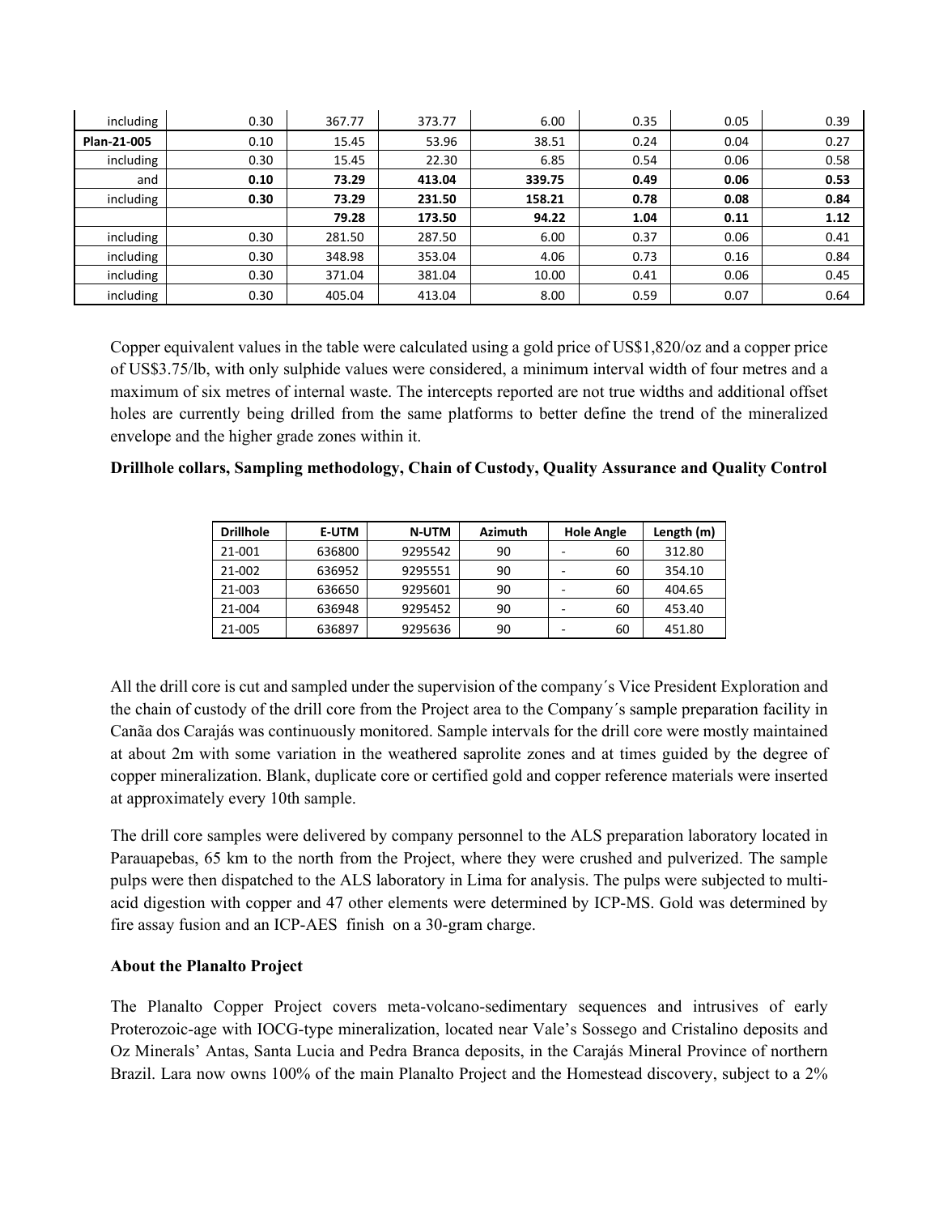| including | 0.30 | 367.77 | 373.77 | 6.00 | 0.35 | 0.05 | 0.39 |
|---|---|---|---|---|---|---|---|
| **Plan-21-005** | 0.10 | 15.45 | 53.96 | 38.51 | 0.24 | 0.04 | 0.27 |
| including | 0.30 | 15.45 | 22.30 | 6.85 | 0.54 | 0.06 | 0.58 |
| and | **0.10** | **73.29** | **413.04** | **339.75** | **0.49** | **0.06** | **0.53** |
| including | **0.30** | **73.29** | **231.50** | **158.21** | **0.78** | **0.08** | **0.84** |
| | | **79.28** | **173.50** | **94.22** | **1.04** | **0.11** | **1.12** |
| including | 0.30 | 281.50 | 287.50 | 6.00 | 0.37 | 0.06 | 0.41 |
| including | 0.30 | 348.98 | 353.04 | 4.06 | 0.73 | 0.16 | 0.84 |
| including | 0.30 | 371.04 | 381.04 | 10.00 | 0.41 | 0.06 | 0.45 |
| including | 0.30 | 405.04 | 413.04 | 8.00 | 0.59 | 0.07 | 0.64 |

Copper equivalent values in the table were calculated using a gold price of US$1,820/oz and a copper price of US$3.75/lb, with only sulphide values were considered, a minimum interval width of four metres and a maximum of six metres of internal waste. The intercepts reported are not true widths and additional offset holes are currently being drilled from the same platforms to better define the trend of the mineralized envelope and the higher grade zones within it.

**Drillhole collars, Sampling methodology, Chain of Custody, Quality Assurance and Quality Control**

| Drillhole | E-UTM | N-UTM | Azimuth | Hole Angle | Length (m) |
|---|---|---|---|---|---|
| 21-001 | 636800 | 9295542 | 90 | - 60 | 312.80 |
| 21-002 | 636952 | 9295551 | 90 | - 60 | 354.10 |
| 21-003 | 636650 | 9295601 | 90 | - 60 | 404.65 |
| 21-004 | 636948 | 9295452 | 90 | - 60 | 453.40 |
| 21-005 | 636897 | 9295636 | 90 | - 60 | 451.80 |

All the drill core is cut and sampled under the supervision of the company´s Vice President Exploration and the chain of custody of the drill core from the Project area to the Company´s sample preparation facility in Canãa dos Carajás was continuously monitored. Sample intervals for the drill core were mostly maintained at about 2m with some variation in the weathered saprolite zones and at times guided by the degree of copper mineralization. Blank, duplicate core or certified gold and copper reference materials were inserted at approximately every 10th sample.

The drill core samples were delivered by company personnel to the ALS preparation laboratory located in Parauapebas, 65 km to the north from the Project, where they were crushed and pulverized. The sample pulps were then dispatched to the ALS laboratory in Lima for analysis. The pulps were subjected to multi-acid digestion with copper and 47 other elements were determined by ICP-MS. Gold was determined by fire assay fusion and an ICP-AES finish on a 30-gram charge.

**About the Planalto Project**

The Planalto Copper Project covers meta-volcano-sedimentary sequences and intrusives of early Proterozoic-age with IOCG-type mineralization, located near Vale's Sossego and Cristalino deposits and Oz Minerals' Antas, Santa Lucia and Pedra Branca deposits, in the Carajás Mineral Province of northern Brazil. Lara now owns 100% of the main Planalto Project and the Homestead discovery, subject to a 2%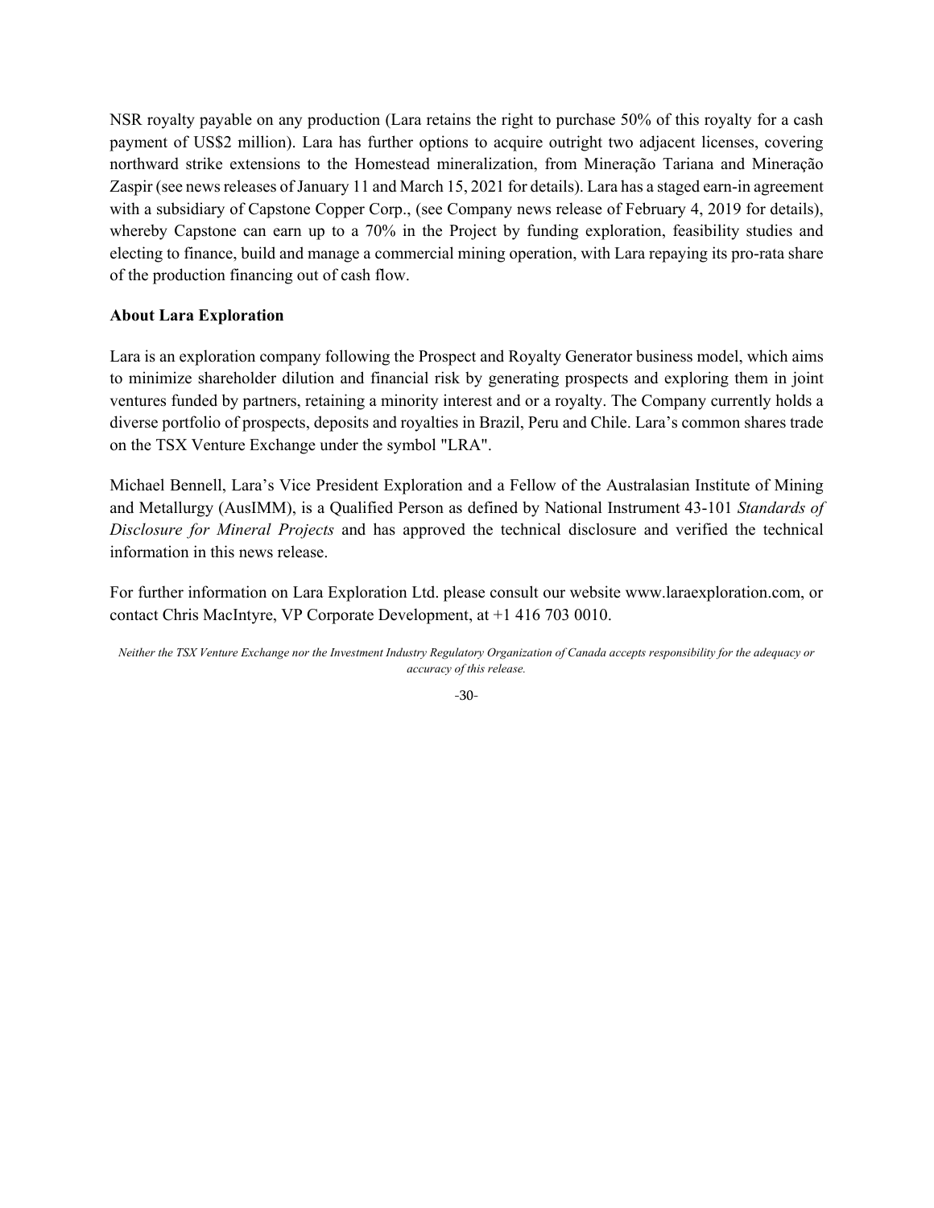NSR royalty payable on any production (Lara retains the right to purchase 50% of this royalty for a cash payment of US$2 million). Lara has further options to acquire outright two adjacent licenses, covering northward strike extensions to the Homestead mineralization, from Mineração Tariana and Mineração Zaspir (see news releases of January 11 and March 15, 2021 for details). Lara has a staged earn-in agreement with a subsidiary of Capstone Copper Corp., (see Company news release of February 4, 2019 for details), whereby Capstone can earn up to a 70% in the Project by funding exploration, feasibility studies and electing to finance, build and manage a commercial mining operation, with Lara repaying its pro-rata share of the production financing out of cash flow.

**About Lara Exploration**

Lara is an exploration company following the Prospect and Royalty Generator business model, which aims to minimize shareholder dilution and financial risk by generating prospects and exploring them in joint ventures funded by partners, retaining a minority interest and or a royalty. The Company currently holds a diverse portfolio of prospects, deposits and royalties in Brazil, Peru and Chile. Lara's common shares trade on the TSX Venture Exchange under the symbol "LRA".

Michael Bennell, Lara's Vice President Exploration and a Fellow of the Australasian Institute of Mining and Metallurgy (AusIMM), is a Qualified Person as defined by National Instrument 43-101 *Standards of Disclosure for Mineral Projects* and has approved the technical disclosure and verified the technical information in this news release.

For further information on Lara Exploration Ltd. please consult our website www.laraexploration.com, or contact Chris MacIntyre, VP Corporate Development, at +1 416 703 0010.

*Neither the TSX Venture Exchange nor the Investment Industry Regulatory Organization of Canada accepts responsibility for the adequacy or accuracy of this release.*

-30-